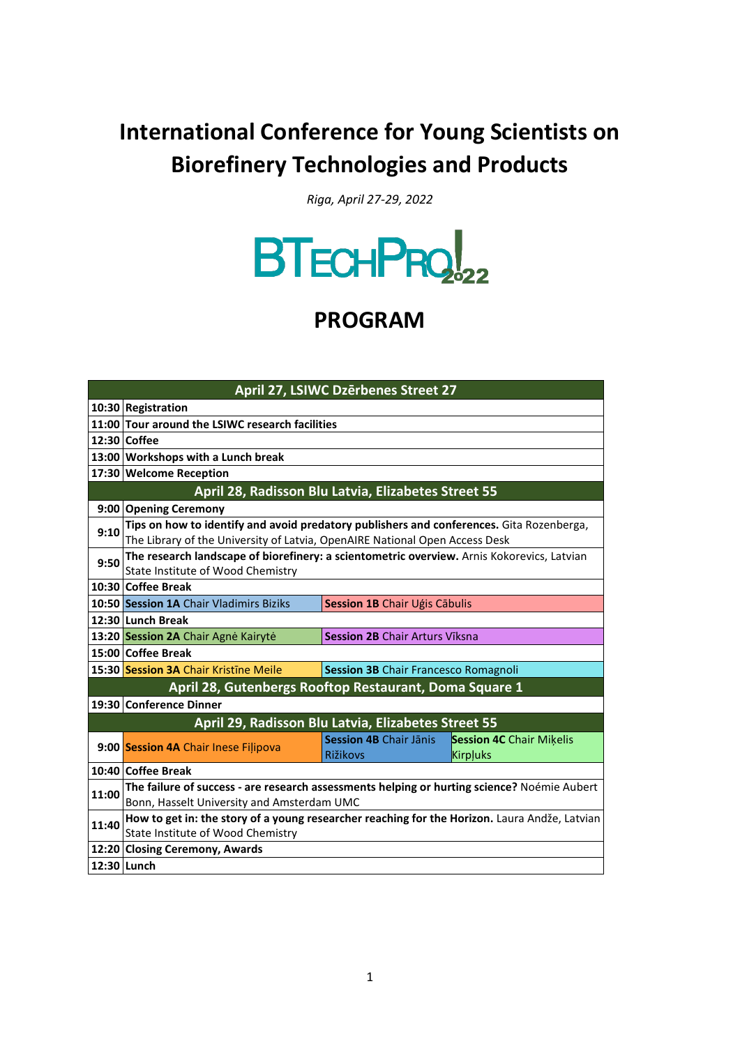# International Conference for Young Scientists on Biorefinery Technologies and Products

*Riga, April 27-29, 2022*

BTECHPRO 2022

## PROGRAM

| | | | |
|---|---|---|---|
| **April 27, LSIWC Dzērbenes Street 27** | | | |
| 10:30 | **Registration** | | |
| 11:00 | **Tour around the LSIWC research facilities** | | |
| 12:30 | **Coffee** | | |
| 13:00 | **Workshops with a Lunch break** | | |
| 17:30 | **Welcome Reception** | | |
| **April 28, Radisson Blu Latvia, Elizabetes Street 55** | | | |
| 9:00 | **Opening Ceremony** | | |
| 9:10 | **Tips on how to identify and avoid predatory publishers and conferences.** Gita Rozenberga, The Library of the University of Latvia, OpenAIRE National Open Access Desk | | |
| 9:50 | **The research landscape of biorefinery: a scientometric overview.** Arnis Kokorevics, Latvian State Institute of Wood Chemistry | | |
| 10:30 | **Coffee Break** | | |
| 10:50 | **Session 1A** Chair Vladimirs Biziks | **Session 1B** Chair Uģis Cābulis | |
| 12:30 | **Lunch Break** | | |
| 13:20 | **Session 2A** Chair Agnė Kairytė | **Session 2B** Chair Arturs Vīksna | |
| 15:00 | **Coffee Break** | | |
| 15:30 | **Session 3A** Chair Kristīne Meile | **Session 3B** Chair Francesco Romagnoli | |
| **April 28, Gutenbergs Rooftop Restaurant, Doma Square 1** | | | |
| 19:30 | **Conference Dinner** | | |
| **April 29, Radisson Blu Latvia, Elizabetes Street 55** | | | |
| 9:00 | **Session 4A** Chair Inese Fiļipova | **Session 4B** Chair Jānis Rižikovs | **Session 4C** Chair Miķelis Kirpļuks |
| 10:40 | **Coffee Break** | | |
| 11:00 | **The failure of success - are research assessments helping or hurting science?** Noémie Aubert Bonn, Hasselt University and Amsterdam UMC | | |
| 11:40 | **How to get in: the story of a young researcher reaching for the Horizon.** Laura Andže, Latvian State Institute of Wood Chemistry | | |
| 12:20 | **Closing Ceremony, Awards** | | |
| 12:30 | **Lunch** | | |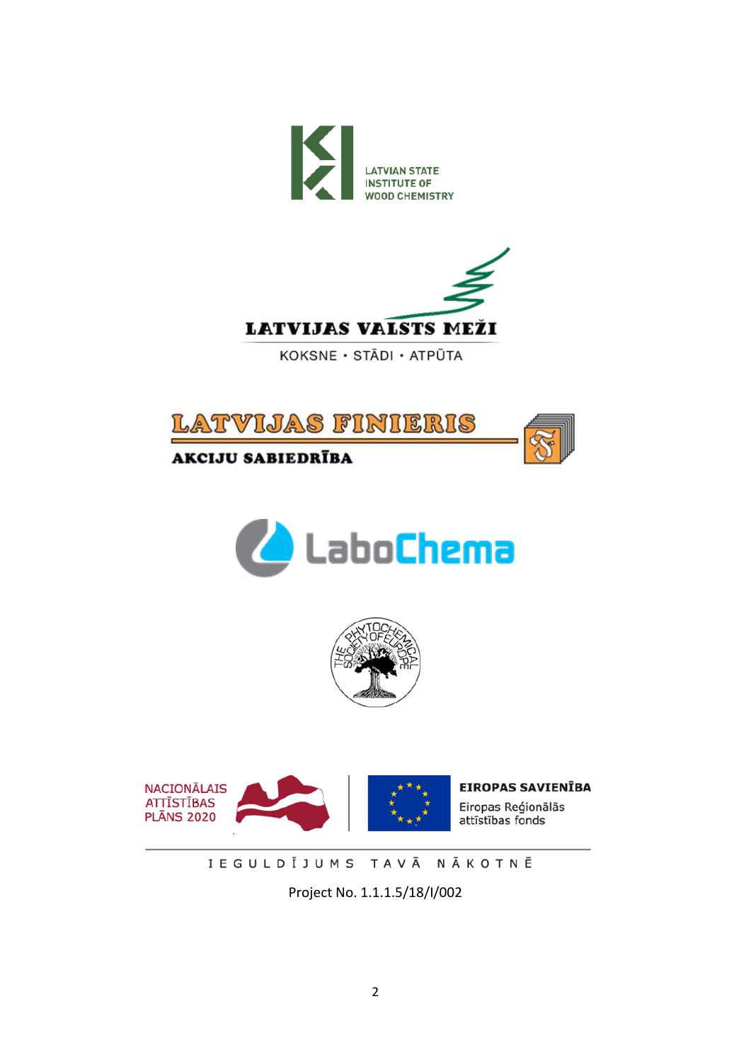LATVIAN STATE INSTITUTE OF WOOD CHEMISTRY

LATVIJAS VALSTS MEŽI

KOKSNE • STĀDI • ATPŪTA

LATVIJAS FINIERIS

AKCIJU SABIEDRĪBA

LaboChema

THE PHYTOCHEMICAL SOCIETY OF EUROPE

NACIONĀLAIS ATTĪSTĪBAS PLĀNS 2020

EIROPAS SAVIENĪBA

Eiropas Reģionālās attīstības fonds

IEGULDĪJUMS TAVĀ NĀKOTNĒ

Project No. 1.1.1.5/18/I/002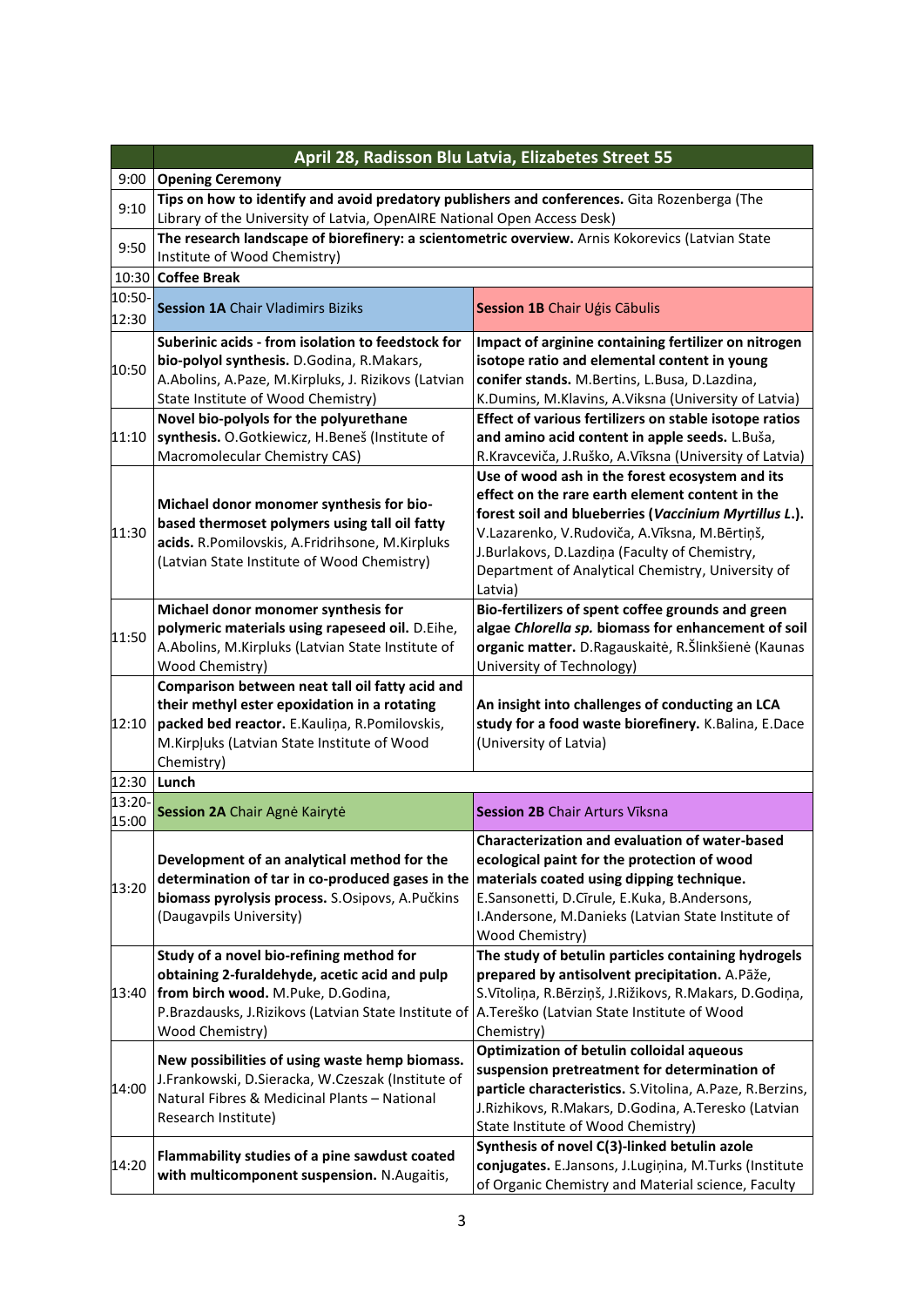| | April 28, Radisson Blu Latvia, Elizabetes Street 55 | |
|---|---|---|
| 9:00 | **Opening Ceremony** | |
| 9:10 | **Tips on how to identify and avoid predatory publishers and conferences.** Gita Rozenberga (The Library of the University of Latvia, OpenAIRE National Open Access Desk) | |
| 9:50 | **The research landscape of biorefinery: a scientometric overview.** Arnis Kokorevics (Latvian State Institute of Wood Chemistry) | |
| 10:30 | **Coffee Break** | |
| 10:50-12:30 | **Session 1A** Chair Vladimirs Biziks | **Session 1B** Chair Uģis Cābulis |
| 10:50 | **Suberinic acids - from isolation to feedstock for bio-polyol synthesis.** D.Godina, R.Makars, A.Abolins, A.Paze, M.Kirpluks, J. Rizikovs (Latvian State Institute of Wood Chemistry) | **Impact of arginine containing fertilizer on nitrogen isotope ratio and elemental content in young conifer stands.** M.Bertins, L.Busa, D.Lazdina, K.Dumins, M.Klavins, A.Viksna (University of Latvia) |
| 11:10 | **Novel bio-polyols for the polyurethane synthesis.** O.Gotkiewicz, H.Beneš (Institute of Macromolecular Chemistry CAS) | **Effect of various fertilizers on stable isotope ratios and amino acid content in apple seeds.** L.Buša, R.Kravceviča, J.Ruško, A.Vīksna (University of Latvia) |
| 11:30 | **Michael donor monomer synthesis for bio-based thermoset polymers using tall oil fatty acids.** R.Pomilovskis, A.Fridrihsone, M.Kirpluks (Latvian State Institute of Wood Chemistry) | **Use of wood ash in the forest ecosystem and its effect on the rare earth element content in the forest soil and blueberries (*Vaccinium Myrtillus L.*).** V.Lazarenko, V.Rudoviča, A.Vīksna, M.Bērtiņš, J.Burlakovs, D.Lazdiņa (Faculty of Chemistry, Department of Analytical Chemistry, University of Latvia) |
| 11:50 | **Michael donor monomer synthesis for polymeric materials using rapeseed oil.** D.Eihe, A.Abolins, M.Kirpluks (Latvian State Institute of Wood Chemistry) | **Bio-fertilizers of spent coffee grounds and green algae *Chlorella sp.* biomass for enhancement of soil organic matter.** D.Ragauskaitė, R.Šlinkšienė (Kaunas University of Technology) |
| 12:10 | **Comparison between neat tall oil fatty acid and their methyl ester epoxidation in a rotating packed bed reactor.** E.Kauliņa, R.Pomilovskis, M.Kirpļuks (Latvian State Institute of Wood Chemistry) | **An insight into challenges of conducting an LCA study for a food waste biorefinery.** K.Balina, E.Dace (University of Latvia) |
| 12:30 | **Lunch** | |
| 13:20-15:00 | **Session 2A** Chair Agnė Kairytė | **Session 2B** Chair Arturs Vīksna |
| 13:20 | **Development of an analytical method for the determination of tar in co-produced gases in the biomass pyrolysis process.** S.Osipovs, A.Pučkins (Daugavpils University) | **Characterization and evaluation of water-based ecological paint for the protection of wood materials coated using dipping technique.** E.Sansonetti, D.Cīrule, E.Kuka, B.Andersons, I.Andersone, M.Danieks (Latvian State Institute of Wood Chemistry) |
| 13:40 | **Study of a novel bio-refining method for obtaining 2-furaldehyde, acetic acid and pulp from birch wood.** M.Puke, D.Godina, P.Brazdausks, J.Rizikovs (Latvian State Institute of Wood Chemistry) | **The study of betulin particles containing hydrogels prepared by antisolvent precipitation.** A.Pāže, S.Vītoliņa, R.Bērziņš, J.Rižikovs, R.Makars, D.Godiņa, A.Tereško (Latvian State Institute of Wood Chemistry) |
| 14:00 | **New possibilities of using waste hemp biomass.** J.Frankowski, D.Sieracka, W.Czeszak (Institute of Natural Fibres & Medicinal Plants – National Research Institute) | **Optimization of betulin colloidal aqueous suspension pretreatment for determination of particle characteristics.** S.Vitolina, A.Paze, R.Berzins, J.Rizhikovs, R.Makars, D.Godina, A.Teresko (Latvian State Institute of Wood Chemistry) |
| 14:20 | **Flammability studies of a pine sawdust coated with multicomponent suspension.** N.Augaitis, | **Synthesis of novel C(3)-linked betulin azole conjugates.** E.Jansons, J.Lugiņina, M.Turks (Institute of Organic Chemistry and Material science, Faculty |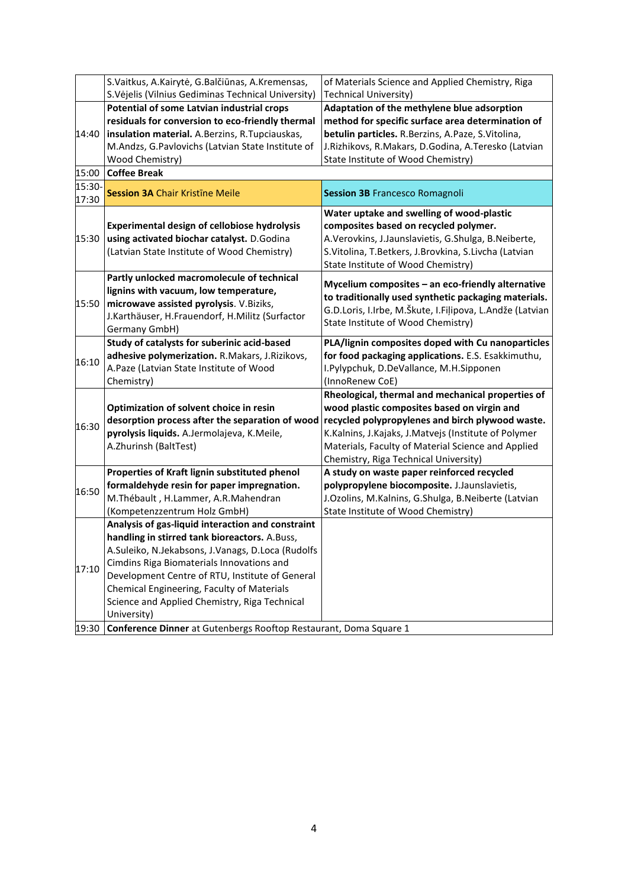| | | |
|---|---|---|
| | S.Vaitkus, A.Kairytė, G.Balčiūnas, A.Kremensas, S.Vėjelis (Vilnius Gediminas Technical University) | of Materials Science and Applied Chemistry, Riga Technical University) |
| 14:40 | **Potential of some Latvian industrial crops residuals for conversion to eco-friendly thermal insulation material.** A.Berzins, R.Tupciauskas, M.Andzs, G.Pavlovichs (Latvian State Institute of Wood Chemistry) | **Adaptation of the methylene blue adsorption method for specific surface area determination of betulin particles.** R.Berzins, A.Paze, S.Vitolina, J.Rizhikovs, R.Makars, D.Godina, A.Teresko (Latvian State Institute of Wood Chemistry) |
| 15:00 | **Coffee Break** | |
| 15:30-17:30 | **Session 3A** Chair Kristīne Meile | **Session 3B** Francesco Romagnoli |
| 15:30 | **Experimental design of cellobiose hydrolysis using activated biochar catalyst.** D.Godina (Latvian State Institute of Wood Chemistry) | **Water uptake and swelling of wood-plastic composites based on recycled polymer.** A.Verovkins, J.Jaunslavietis, G.Shulga, B.Neiberte, S.Vitolina, T.Betkers, J.Brovkina, S.Livcha (Latvian State Institute of Wood Chemistry) |
| 15:50 | **Partly unlocked macromolecule of technical lignins with vacuum, low temperature, microwave assisted pyrolysis**. V.Biziks, J.Karthäuser, H.Frauendorf, H.Militz (Surfactor Germany GmbH) | **Mycelium composites – an eco-friendly alternative to traditionally used synthetic packaging materials.** G.D.Loris, I.Irbe, M.Škute, I.Fiļipova, L.Andže (Latvian State Institute of Wood Chemistry) |
| 16:10 | **Study of catalysts for suberinic acid-based adhesive polymerization.** R.Makars, J.Rizikovs, A.Paze (Latvian State Institute of Wood Chemistry) | **PLA/lignin composites doped with Cu nanoparticles for food packaging applications.** E.S. Esakkimuthu, I.Pylypchuk, D.DeVallance, M.H.Sipponen (InnoRenew CoE) |
| 16:30 | **Optimization of solvent choice in resin desorption process after the separation of wood pyrolysis liquids.** A.Jermolajeva, K.Meile, A.Zhurinsh (BaltTest) | **Rheological, thermal and mechanical properties of wood plastic composites based on virgin and recycled polypropylenes and birch plywood waste.** K.Kalnins, J.Kajaks, J.Matvejs (Institute of Polymer Materials, Faculty of Material Science and Applied Chemistry, Riga Technical University) |
| 16:50 | **Properties of Kraft lignin substituted phenol formaldehyde resin for paper impregnation.** M.Thébault , H.Lammer, A.R.Mahendran (Kompetenzzentrum Holz GmbH) | **A study on waste paper reinforced recycled polypropylene biocomposite.** J.Jaunslavietis, J.Ozolins, M.Kalnins, G.Shulga, B.Neiberte (Latvian State Institute of Wood Chemistry) |
| 17:10 | **Analysis of gas-liquid interaction and constraint handling in stirred tank bioreactors.** A.Buss, A.Suleiko, N.Jekabsons, J.Vanags, D.Loca (Rudolfs Cimdins Riga Biomaterials Innovations and Development Centre of RTU, Institute of General Chemical Engineering, Faculty of Materials Science and Applied Chemistry, Riga Technical University) | |
| 19:30 | **Conference Dinner** at Gutenbergs Rooftop Restaurant, Doma Square 1 | |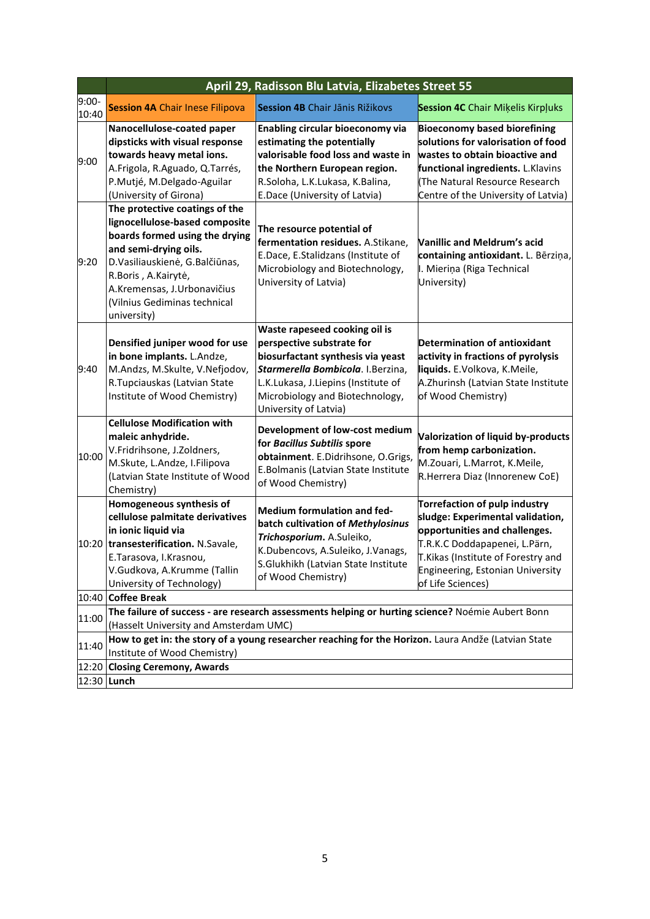| | April 29, Radisson Blu Latvia, Elizabetes Street 55 | | |
|---|---|---|---|
| 9:00-10:40 | **Session 4A** Chair Inese Filipova | **Session 4B** Chair Jānis Rižikovs | **Session 4C** Chair Miķelis Kirpļuks |
| 9:00 | **Nanocellulose-coated paper dipsticks with visual response towards heavy metal ions.** A.Frigola, R.Aguado, Q.Tarrés, P.Mutjé, M.Delgado-Aguilar (University of Girona) | **Enabling circular bioeconomy via estimating the potentially valorisable food loss and waste in the Northern European region.** R.Soloha, L.K.Lukasa, K.Balina, E.Dace (University of Latvia) | **Bioeconomy based biorefining solutions for valorisation of food wastes to obtain bioactive and functional ingredients.** L.Klavins (The Natural Resource Research Centre of the University of Latvia) |
| 9:20 | **The protective coatings of the lignocellulose-based composite boards formed using the drying and semi-drying oils.** D.Vasiliauskienė, G.Balčiūnas, R.Boris , A.Kairytė, A.Kremensas, J.Urbonavičius (Vilnius Gediminas technical university) | **The resource potential of fermentation residues.** A.Stikane, E.Dace, E.Stalidzans (Institute of Microbiology and Biotechnology, University of Latvia) | **Vanillic and Meldrum's acid containing antioxidant.** L. Bērziņa, I. Mieriņa (Riga Technical University) |
| 9:40 | **Densified juniper wood for use in bone implants.** L.Andze, M.Andzs, M.Skulte, V.Nefjodov, R.Tupciauskas (Latvian State Institute of Wood Chemistry) | **Waste rapeseed cooking oil is perspective substrate for biosurfactant synthesis via yeast *Starmerella Bombicola*.** I.Berzina, L.K.Lukasa, J.Liepins (Institute of Microbiology and Biotechnology, University of Latvia) | **Determination of antioxidant activity in fractions of pyrolysis liquids.** E.Volkova, K.Meile, A.Zhurinsh (Latvian State Institute of Wood Chemistry) |
| 10:00 | **Cellulose Modification with maleic anhydride.** V.Fridrihsone, J.Zoldners, M.Skute, L.Andze, I.Filipova (Latvian State Institute of Wood Chemistry) | **Development of low-cost medium for *Bacillus Subtilis* spore obtainment**. E.Didrihsone, O.Grigs, E.Bolmanis (Latvian State Institute of Wood Chemistry) | **Valorization of liquid by-products from hemp carbonization.** M.Zouari, L.Marrot, K.Meile, R.Herrera Diaz (Innorenew CoE) |
| 10:20 | **Homogeneous synthesis of cellulose palmitate derivatives in ionic liquid via transesterification.** N.Savale, E.Tarasova, I.Krasnou, V.Gudkova, A.Krumme (Tallin University of Technology) | **Medium formulation and fed-batch cultivation of *Methylosinus Trichosporium*.** A.Suleiko, K.Dubencovs, A.Suleiko, J.Vanags, S.Glukhikh (Latvian State Institute of Wood Chemistry) | **Torrefaction of pulp industry sludge: Experimental validation, opportunities and challenges.** T.R.K.C Doddapapenei, L.Pärn, T.Kikas (Institute of Forestry and Engineering, Estonian University of Life Sciences) |
| 10:40 | **Coffee Break** | | |
| 11:00 | **The failure of success - are research assessments helping or hurting science?** Noémie Aubert Bonn (Hasselt University and Amsterdam UMC) | | |
| 11:40 | **How to get in: the story of a young researcher reaching for the Horizon.** Laura Andže (Latvian State Institute of Wood Chemistry) | | |
| 12:20 | **Closing Ceremony, Awards** | | |
| 12:30 | **Lunch** | | |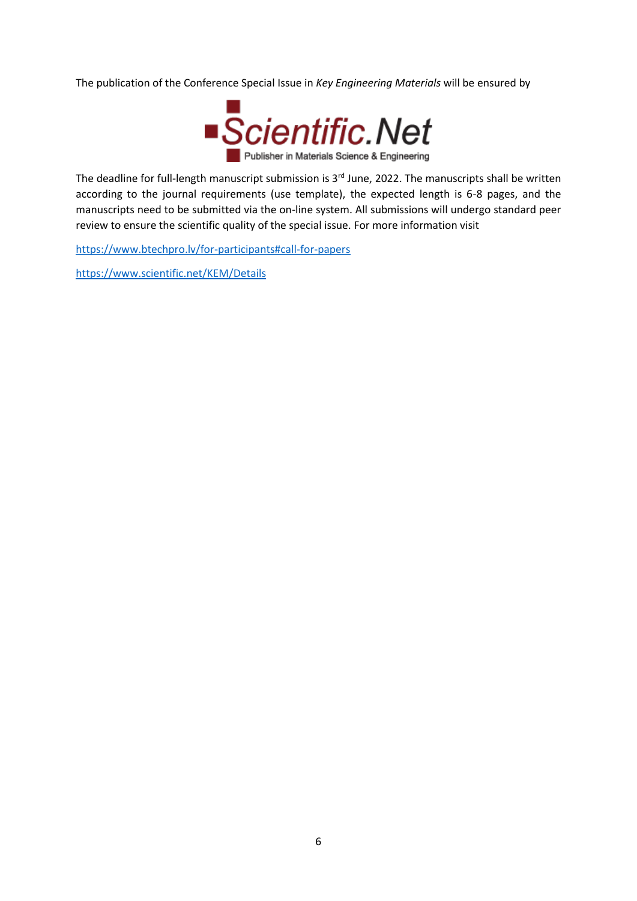The publication of the Conference Special Issue in *Key Engineering Materials* will be ensured by

Scientific.Net

Publisher in Materials Science & Engineering

The deadline for full-length manuscript submission is 3rd June, 2022. The manuscripts shall be written according to the journal requirements (use template), the expected length is 6-8 pages, and the manuscripts need to be submitted via the on-line system. All submissions will undergo standard peer review to ensure the scientific quality of the special issue. For more information visit

https://www.btechpro.lv/for-participants#call-for-papers

https://www.scientific.net/KEM/Details